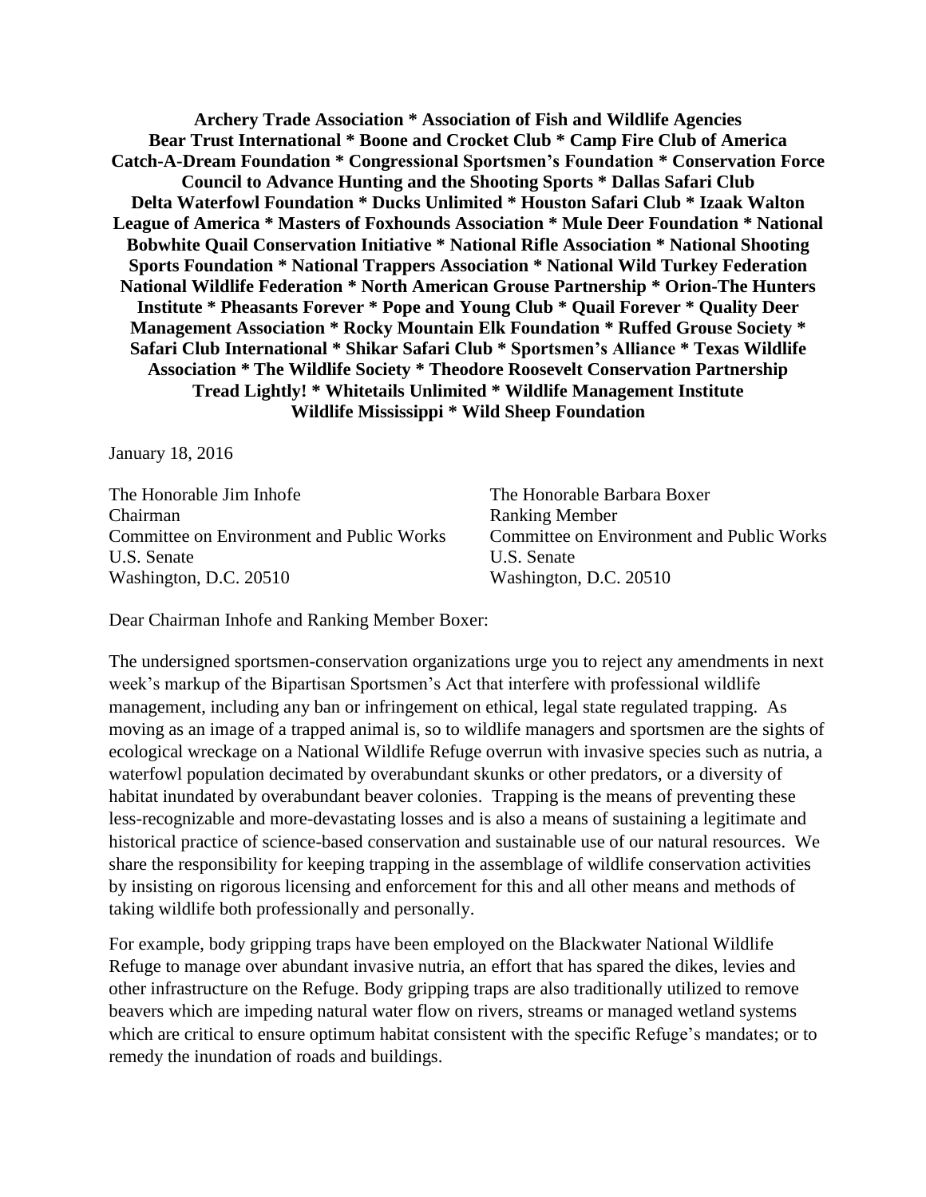**Archery Trade Association * Association of Fish and Wildlife Agencies Bear Trust International * Boone and Crocket Club * Camp Fire Club of America Catch-A-Dream Foundation * Congressional Sportsmen's Foundation * Conservation Force Council to Advance Hunting and the Shooting Sports * Dallas Safari Club Delta Waterfowl Foundation * Ducks Unlimited * Houston Safari Club * Izaak Walton League of America * Masters of Foxhounds Association * Mule Deer Foundation * National Bobwhite Quail Conservation Initiative * National Rifle Association * National Shooting Sports Foundation * National Trappers Association * National Wild Turkey Federation National Wildlife Federation * North American Grouse Partnership * Orion-The Hunters Institute * Pheasants Forever * Pope and Young Club * Quail Forever * Quality Deer Management Association * Rocky Mountain Elk Foundation * Ruffed Grouse Society * Safari Club International * Shikar Safari Club * Sportsmen's Alliance * Texas Wildlife Association * The Wildlife Society * Theodore Roosevelt Conservation Partnership Tread Lightly! * Whitetails Unlimited * Wildlife Management Institute Wildlife Mississippi * Wild Sheep Foundation**

January 18, 2016

The Honorable Jim Inhofe
Chairman
Committee on Environment and Public Works
U.S. Senate
Washington, D.C. 20510

The Honorable Barbara Boxer
Ranking Member
Committee on Environment and Public Works
U.S. Senate
Washington, D.C. 20510

Dear Chairman Inhofe and Ranking Member Boxer:

The undersigned sportsmen-conservation organizations urge you to reject any amendments in next week's markup of the Bipartisan Sportsmen's Act that interfere with professional wildlife management, including any ban or infringement on ethical, legal state regulated trapping. As moving as an image of a trapped animal is, so to wildlife managers and sportsmen are the sights of ecological wreckage on a National Wildlife Refuge overrun with invasive species such as nutria, a waterfowl population decimated by overabundant skunks or other predators, or a diversity of habitat inundated by overabundant beaver colonies. Trapping is the means of preventing these less-recognizable and more-devastating losses and is also a means of sustaining a legitimate and historical practice of science-based conservation and sustainable use of our natural resources. We share the responsibility for keeping trapping in the assemblage of wildlife conservation activities by insisting on rigorous licensing and enforcement for this and all other means and methods of taking wildlife both professionally and personally.

For example, body gripping traps have been employed on the Blackwater National Wildlife Refuge to manage over abundant invasive nutria, an effort that has spared the dikes, levies and other infrastructure on the Refuge. Body gripping traps are also traditionally utilized to remove beavers which are impeding natural water flow on rivers, streams or managed wetland systems which are critical to ensure optimum habitat consistent with the specific Refuge's mandates; or to remedy the inundation of roads and buildings.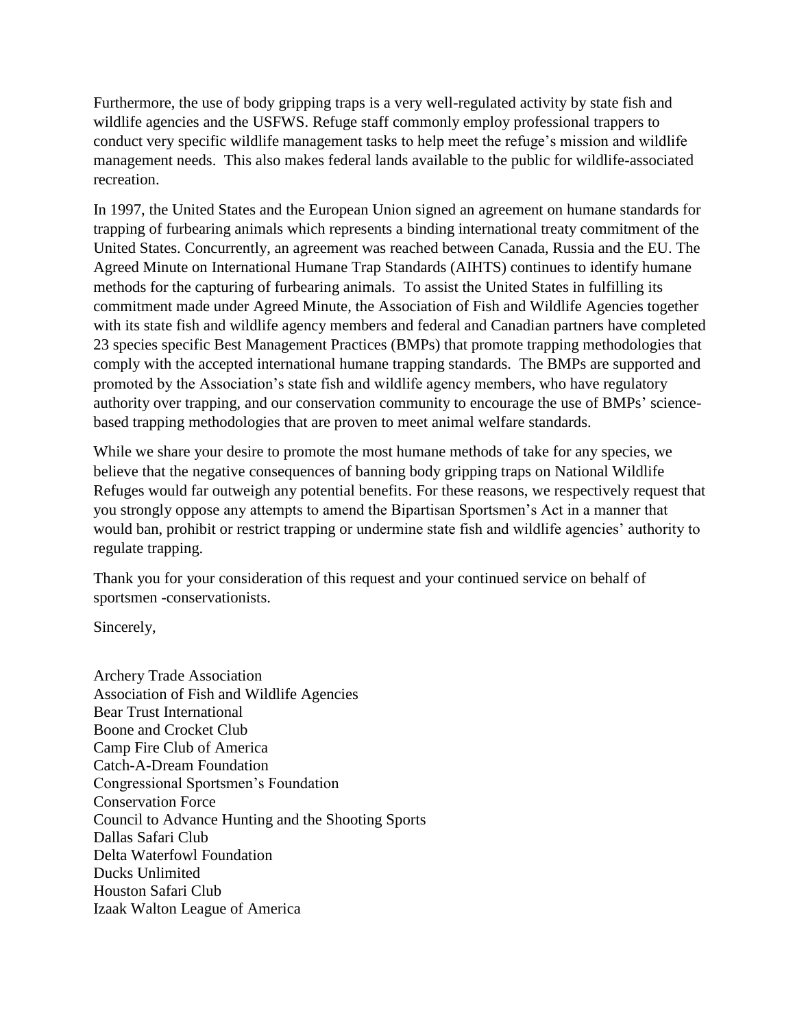Furthermore, the use of body gripping traps is a very well-regulated activity by state fish and wildlife agencies and the USFWS. Refuge staff commonly employ professional trappers to conduct very specific wildlife management tasks to help meet the refuge's mission and wildlife management needs. This also makes federal lands available to the public for wildlife-associated recreation.

In 1997, the United States and the European Union signed an agreement on humane standards for trapping of furbearing animals which represents a binding international treaty commitment of the United States. Concurrently, an agreement was reached between Canada, Russia and the EU. The Agreed Minute on International Humane Trap Standards (AIHTS) continues to identify humane methods for the capturing of furbearing animals. To assist the United States in fulfilling its commitment made under Agreed Minute, the Association of Fish and Wildlife Agencies together with its state fish and wildlife agency members and federal and Canadian partners have completed 23 species specific Best Management Practices (BMPs) that promote trapping methodologies that comply with the accepted international humane trapping standards. The BMPs are supported and promoted by the Association's state fish and wildlife agency members, who have regulatory authority over trapping, and our conservation community to encourage the use of BMPs' science-based trapping methodologies that are proven to meet animal welfare standards.

While we share your desire to promote the most humane methods of take for any species, we believe that the negative consequences of banning body gripping traps on National Wildlife Refuges would far outweigh any potential benefits. For these reasons, we respectively request that you strongly oppose any attempts to amend the Bipartisan Sportsmen's Act in a manner that would ban, prohibit or restrict trapping or undermine state fish and wildlife agencies' authority to regulate trapping.

Thank you for your consideration of this request and your continued service on behalf of sportsmen -conservationists.

Sincerely,

Archery Trade Association
Association of Fish and Wildlife Agencies
Bear Trust International
Boone and Crocket Club
Camp Fire Club of America
Catch-A-Dream Foundation
Congressional Sportsmen's Foundation
Conservation Force
Council to Advance Hunting and the Shooting Sports
Dallas Safari Club
Delta Waterfowl Foundation
Ducks Unlimited
Houston Safari Club
Izaak Walton League of America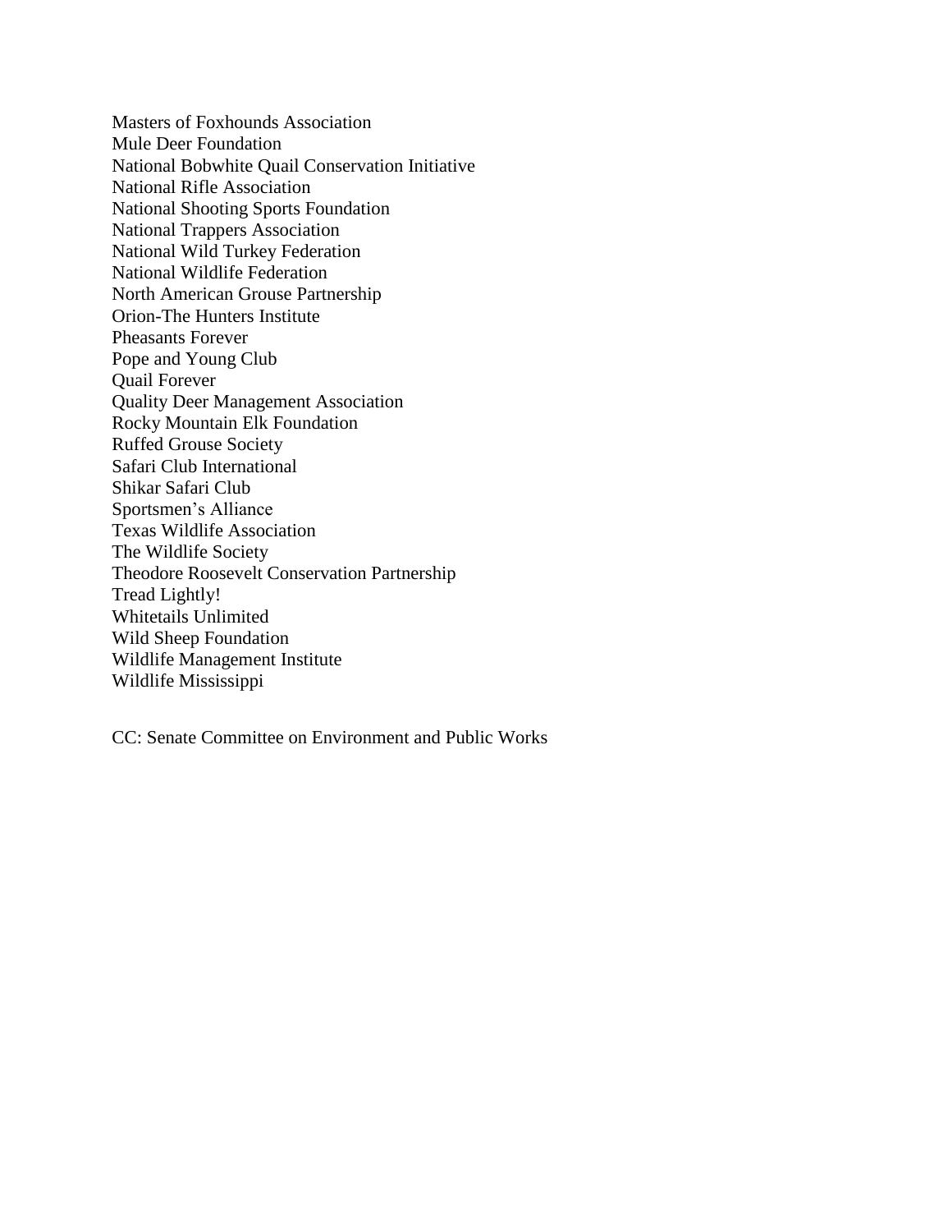Masters of Foxhounds Association
Mule Deer Foundation
National Bobwhite Quail Conservation Initiative
National Rifle Association
National Shooting Sports Foundation
National Trappers Association
National Wild Turkey Federation
National Wildlife Federation
North American Grouse Partnership
Orion-The Hunters Institute
Pheasants Forever
Pope and Young Club
Quail Forever
Quality Deer Management Association
Rocky Mountain Elk Foundation
Ruffed Grouse Society
Safari Club International
Shikar Safari Club
Sportsmen's Alliance
Texas Wildlife Association
The Wildlife Society
Theodore Roosevelt Conservation Partnership
Tread Lightly!
Whitetails Unlimited
Wild Sheep Foundation
Wildlife Management Institute
Wildlife Mississippi

CC: Senate Committee on Environment and Public Works